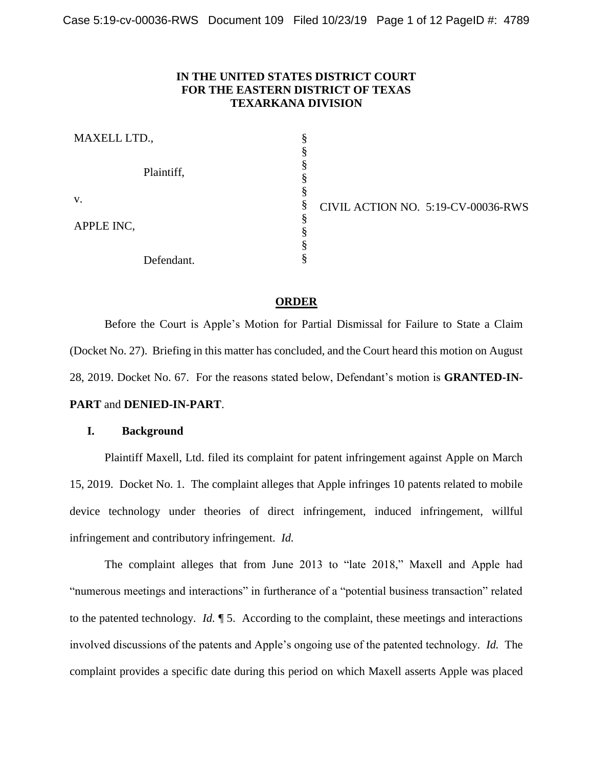**IN THE UNITED STATES DISTRICT COURT**
**FOR THE EASTERN DISTRICT OF TEXAS**
**TEXARKANA DIVISION**

| | | |
|---|---|---|
| MAXELL LTD., | § | |
| | § | |
| Plaintiff, | § | |
| | § | |
| v. | § | CIVIL ACTION NO. 5:19-CV-00036-RWS |
| | § | |
| APPLE INC, | § | |
| | § | |
| Defendant. | § | |

## ORDER

Before the Court is Apple's Motion for Partial Dismissal for Failure to State a Claim (Docket No. 27). Briefing in this matter has concluded, and the Court heard this motion on August 28, 2019. Docket No. 67. For the reasons stated below, Defendant's motion is **GRANTED-IN-PART** and **DENIED-IN-PART**.

### I. Background

Plaintiff Maxell, Ltd. filed its complaint for patent infringement against Apple on March 15, 2019. Docket No. 1. The complaint alleges that Apple infringes 10 patents related to mobile device technology under theories of direct infringement, induced infringement, willful infringement and contributory infringement. *Id.*

The complaint alleges that from June 2013 to "late 2018," Maxell and Apple had "numerous meetings and interactions" in furtherance of a "potential business transaction" related to the patented technology. *Id.* ¶ 5. According to the complaint, these meetings and interactions involved discussions of the patents and Apple's ongoing use of the patented technology. *Id.* The complaint provides a specific date during this period on which Maxell asserts Apple was placed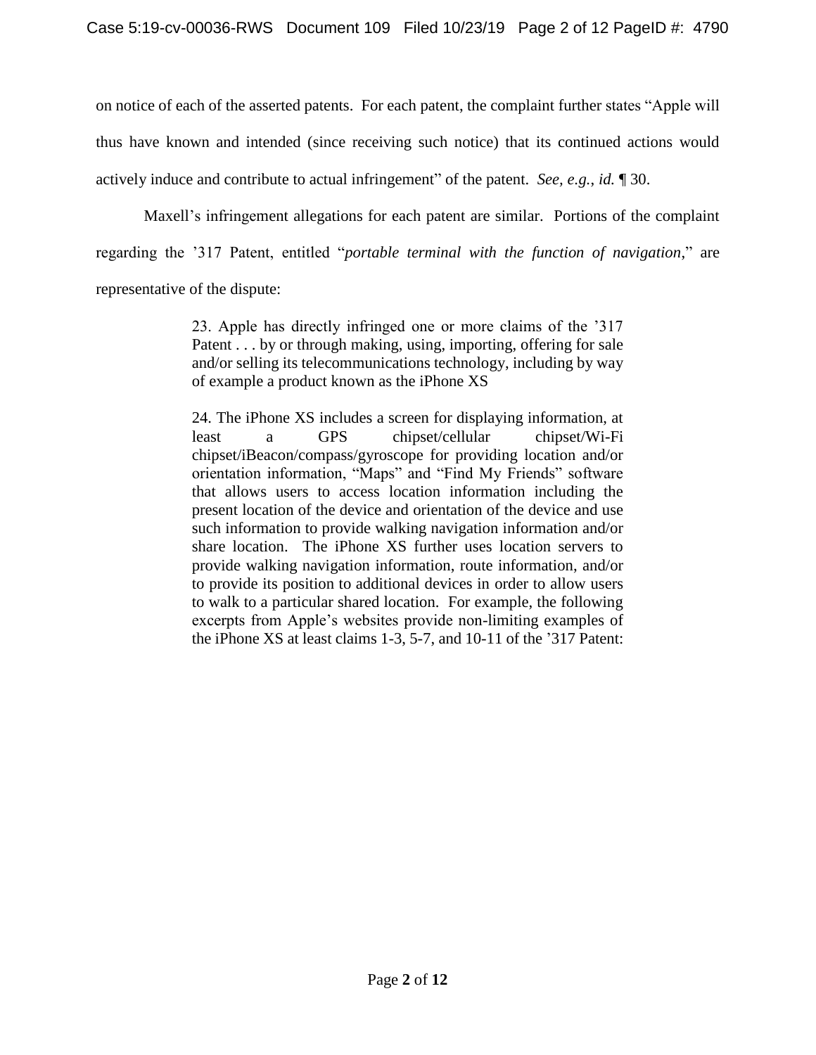on notice of each of the asserted patents. For each patent, the complaint further states "Apple will thus have known and intended (since receiving such notice) that its continued actions would actively induce and contribute to actual infringement" of the patent. *See, e.g.*, *id.* ¶ 30.

Maxell's infringement allegations for each patent are similar. Portions of the complaint regarding the '317 Patent, entitled "*portable terminal with the function of navigation*," are representative of the dispute:

> 23. Apple has directly infringed one or more claims of the '317 Patent . . . by or through making, using, importing, offering for sale and/or selling its telecommunications technology, including by way of example a product known as the iPhone XS
>
> 24. The iPhone XS includes a screen for displaying information, at least a GPS chipset/cellular chipset/Wi-Fi chipset/iBeacon/compass/gyroscope for providing location and/or orientation information, "Maps" and "Find My Friends" software that allows users to access location information including the present location of the device and orientation of the device and use such information to provide walking navigation information and/or share location. The iPhone XS further uses location servers to provide walking navigation information, route information, and/or to provide its position to additional devices in order to allow users to walk to a particular shared location. For example, the following excerpts from Apple's websites provide non-limiting examples of the iPhone XS at least claims 1-3, 5-7, and 10-11 of the '317 Patent: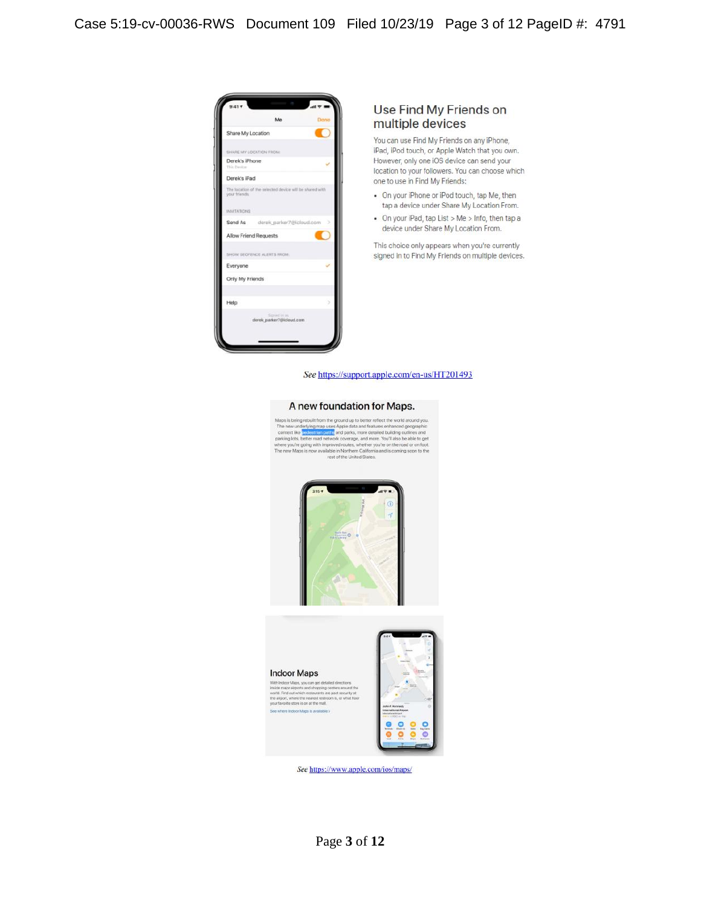## Use Find My Friends on multiple devices

You can use Find My Friends on any iPhone, iPad, iPod touch, or Apple Watch that you own. However, only one iOS device can send your location to your followers. You can choose which one to use in Find My Friends:

- On your iPhone or iPod touch, tap Me, then tap a device under Share My Location From.
- On your iPad, tap List > Me > Info, then tap a device under Share My Location From.

This choice only appears when you're currently signed in to Find My Friends on multiple devices.

*See* https://support.apple.com/en-us/HT201493

## A new foundation for Maps.

Maps is being rebuilt from the ground up to better reflect the world around you. The new underlying map uses Apple data and features enhanced geographic context like pedestrian paths and parks, more detailed building outlines and parking lots, better road network coverage, and more. You'll also be able to get where you're going with improved routes, whether you're on the road or on foot. The new Maps is now available in Northern California and is coming soon to the rest of the United States.

### Indoor Maps

With Indoor Maps, you can get detailed directions inside major airports and shopping centers around the world. Find out which restaurants are past security at the airport, where the nearest restroom is, or what floor your favorite store is on at the mall.

See where Indoor Maps is available >

*See* https://www.apple.com/ios/maps/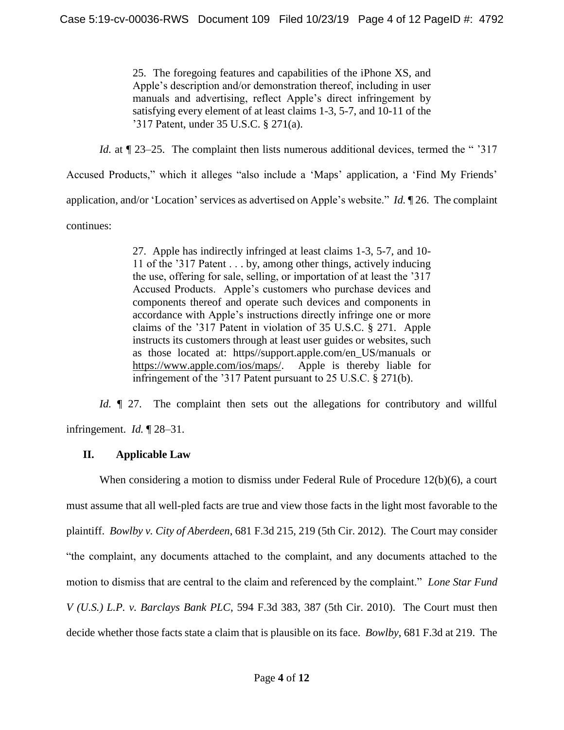> 25. The foregoing features and capabilities of the iPhone XS, and Apple's description and/or demonstration thereof, including in user manuals and advertising, reflect Apple's direct infringement by satisfying every element of at least claims 1-3, 5-7, and 10-11 of the '317 Patent, under 35 U.S.C. § 271(a).

*Id.* at ¶ 23–25. The complaint then lists numerous additional devices, termed the " '317 Accused Products," which it alleges "also include a 'Maps' application, a 'Find My Friends' application, and/or 'Location' services as advertised on Apple's website." *Id.* ¶ 26. The complaint continues:

> 27. Apple has indirectly infringed at least claims 1-3, 5-7, and 10-11 of the '317 Patent . . . by, among other things, actively inducing the use, offering for sale, selling, or importation of at least the '317 Accused Products. Apple's customers who purchase devices and components thereof and operate such devices and components in accordance with Apple's instructions directly infringe one or more claims of the '317 Patent in violation of 35 U.S.C. § 271. Apple instructs its customers through at least user guides or websites, such as those located at: https//support.apple.com/en_US/manuals or https://www.apple.com/ios/maps/. Apple is thereby liable for infringement of the '317 Patent pursuant to 25 U.S.C. § 271(b).

*Id.* ¶ 27. The complaint then sets out the allegations for contributory and willful infringement. *Id.* ¶ 28–31.

## II. Applicable Law

When considering a motion to dismiss under Federal Rule of Procedure 12(b)(6), a court must assume that all well-pled facts are true and view those facts in the light most favorable to the plaintiff. *Bowlby v. City of Aberdeen*, 681 F.3d 215, 219 (5th Cir. 2012). The Court may consider "the complaint, any documents attached to the complaint, and any documents attached to the motion to dismiss that are central to the claim and referenced by the complaint." *Lone Star Fund V (U.S.) L.P. v. Barclays Bank PLC*, 594 F.3d 383, 387 (5th Cir. 2010). The Court must then decide whether those facts state a claim that is plausible on its face. *Bowlby*, 681 F.3d at 219. The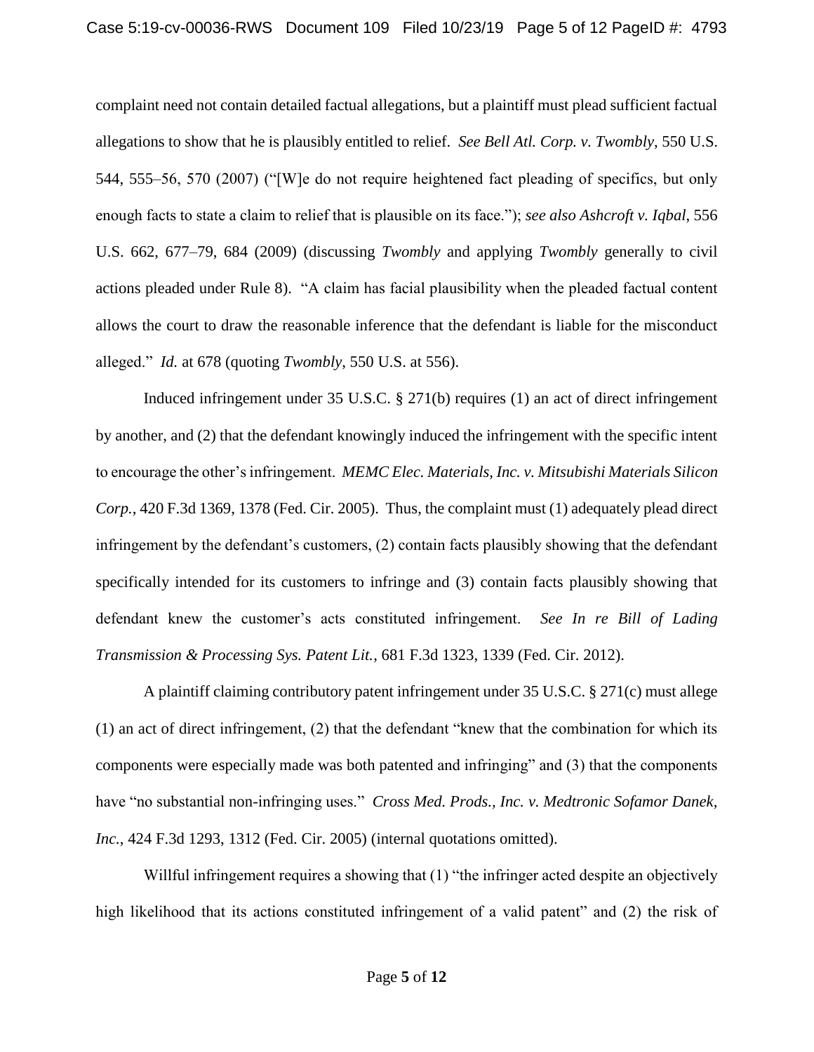complaint need not contain detailed factual allegations, but a plaintiff must plead sufficient factual allegations to show that he is plausibly entitled to relief. *See Bell Atl. Corp. v. Twombly*, 550 U.S. 544, 555–56, 570 (2007) ("[W]e do not require heightened fact pleading of specifics, but only enough facts to state a claim to relief that is plausible on its face."); *see also Ashcroft v. Iqbal*, 556 U.S. 662, 677–79, 684 (2009) (discussing *Twombly* and applying *Twombly* generally to civil actions pleaded under Rule 8). "A claim has facial plausibility when the pleaded factual content allows the court to draw the reasonable inference that the defendant is liable for the misconduct alleged." *Id.* at 678 (quoting *Twombly*, 550 U.S. at 556).

Induced infringement under 35 U.S.C. § 271(b) requires (1) an act of direct infringement by another, and (2) that the defendant knowingly induced the infringement with the specific intent to encourage the other's infringement. *MEMC Elec. Materials, Inc. v. Mitsubishi Materials Silicon Corp.*, 420 F.3d 1369, 1378 (Fed. Cir. 2005). Thus, the complaint must (1) adequately plead direct infringement by the defendant's customers, (2) contain facts plausibly showing that the defendant specifically intended for its customers to infringe and (3) contain facts plausibly showing that defendant knew the customer's acts constituted infringement. *See In re Bill of Lading Transmission & Processing Sys. Patent Lit.*, 681 F.3d 1323, 1339 (Fed. Cir. 2012).

A plaintiff claiming contributory patent infringement under 35 U.S.C. § 271(c) must allege (1) an act of direct infringement, (2) that the defendant "knew that the combination for which its components were especially made was both patented and infringing" and (3) that the components have "no substantial non-infringing uses." *Cross Med. Prods., Inc. v. Medtronic Sofamor Danek, Inc.*, 424 F.3d 1293, 1312 (Fed. Cir. 2005) (internal quotations omitted).

Willful infringement requires a showing that (1) "the infringer acted despite an objectively high likelihood that its actions constituted infringement of a valid patent" and (2) the risk of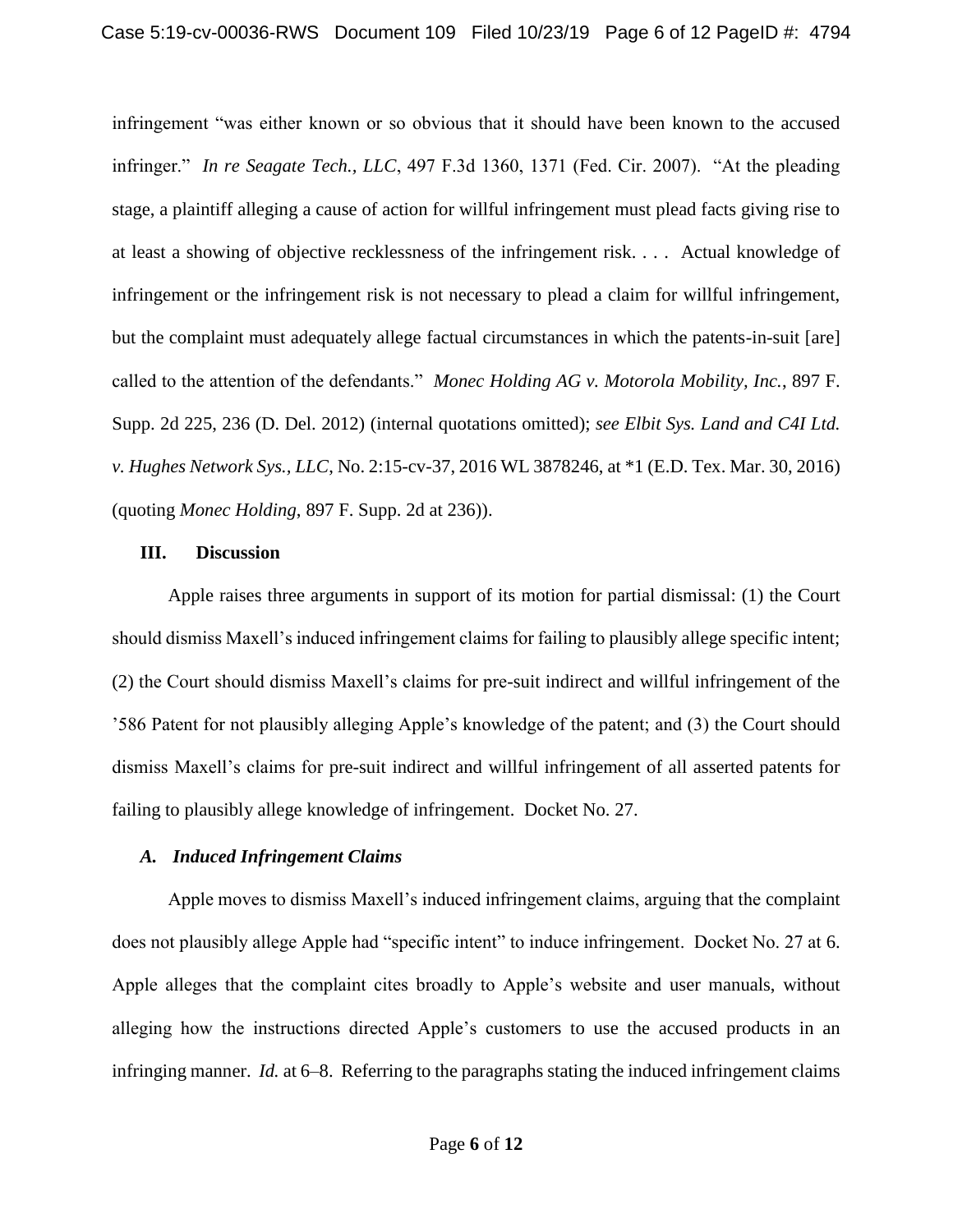infringement "was either known or so obvious that it should have been known to the accused infringer." *In re Seagate Tech., LLC*, 497 F.3d 1360, 1371 (Fed. Cir. 2007). "At the pleading stage, a plaintiff alleging a cause of action for willful infringement must plead facts giving rise to at least a showing of objective recklessness of the infringement risk. . . . Actual knowledge of infringement or the infringement risk is not necessary to plead a claim for willful infringement, but the complaint must adequately allege factual circumstances in which the patents-in-suit [are] called to the attention of the defendants." *Monec Holding AG v. Motorola Mobility, Inc.*, 897 F. Supp. 2d 225, 236 (D. Del. 2012) (internal quotations omitted); *see Elbit Sys. Land and C4I Ltd. v. Hughes Network Sys., LLC*, No. 2:15-cv-37, 2016 WL 3878246, at *1 (E.D. Tex. Mar. 30, 2016) (quoting *Monec Holding*, 897 F. Supp. 2d at 236)).

## III. Discussion

Apple raises three arguments in support of its motion for partial dismissal: (1) the Court should dismiss Maxell's induced infringement claims for failing to plausibly allege specific intent; (2) the Court should dismiss Maxell's claims for pre-suit indirect and willful infringement of the '586 Patent for not plausibly alleging Apple's knowledge of the patent; and (3) the Court should dismiss Maxell's claims for pre-suit indirect and willful infringement of all asserted patents for failing to plausibly allege knowledge of infringement. Docket No. 27.

### *A. Induced Infringement Claims*

Apple moves to dismiss Maxell's induced infringement claims, arguing that the complaint does not plausibly allege Apple had "specific intent" to induce infringement. Docket No. 27 at 6. Apple alleges that the complaint cites broadly to Apple's website and user manuals, without alleging how the instructions directed Apple's customers to use the accused products in an infringing manner. *Id.* at 6–8. Referring to the paragraphs stating the induced infringement claims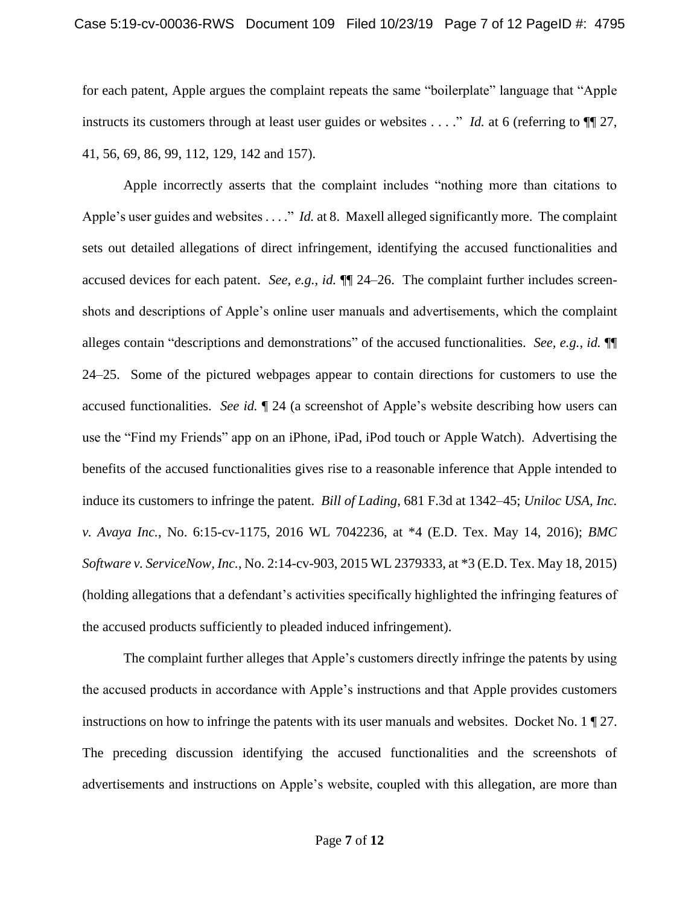for each patent, Apple argues the complaint repeats the same "boilerplate" language that "Apple instructs its customers through at least user guides or websites . . . ." *Id.* at 6 (referring to ¶¶ 27, 41, 56, 69, 86, 99, 112, 129, 142 and 157).

Apple incorrectly asserts that the complaint includes "nothing more than citations to Apple's user guides and websites . . . ." *Id.* at 8. Maxell alleged significantly more. The complaint sets out detailed allegations of direct infringement, identifying the accused functionalities and accused devices for each patent. *See, e.g.*, *id.* ¶¶ 24–26. The complaint further includes screen-shots and descriptions of Apple's online user manuals and advertisements, which the complaint alleges contain "descriptions and demonstrations" of the accused functionalities. *See, e.g.*, *id.* ¶¶ 24–25. Some of the pictured webpages appear to contain directions for customers to use the accused functionalities. *See id.* ¶ 24 (a screenshot of Apple's website describing how users can use the "Find my Friends" app on an iPhone, iPad, iPod touch or Apple Watch). Advertising the benefits of the accused functionalities gives rise to a reasonable inference that Apple intended to induce its customers to infringe the patent. *Bill of Lading*, 681 F.3d at 1342–45; *Uniloc USA, Inc. v. Avaya Inc.*, No. 6:15-cv-1175, 2016 WL 7042236, at *4 (E.D. Tex. May 14, 2016); *BMC Software v. ServiceNow, Inc.*, No. 2:14-cv-903, 2015 WL 2379333, at *3 (E.D. Tex. May 18, 2015) (holding allegations that a defendant's activities specifically highlighted the infringing features of the accused products sufficiently to pleaded induced infringement).

The complaint further alleges that Apple's customers directly infringe the patents by using the accused products in accordance with Apple's instructions and that Apple provides customers instructions on how to infringe the patents with its user manuals and websites. Docket No. 1 ¶ 27. The preceding discussion identifying the accused functionalities and the screenshots of advertisements and instructions on Apple's website, coupled with this allegation, are more than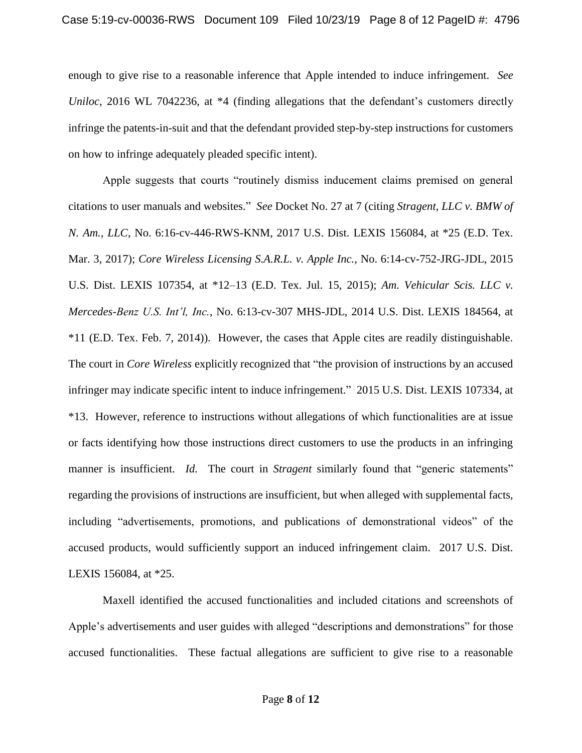enough to give rise to a reasonable inference that Apple intended to induce infringement. *See Uniloc*, 2016 WL 7042236, at *4 (finding allegations that the defendant's customers directly infringe the patents-in-suit and that the defendant provided step-by-step instructions for customers on how to infringe adequately pleaded specific intent).

Apple suggests that courts "routinely dismiss inducement claims premised on general citations to user manuals and websites." *See* Docket No. 27 at 7 (citing *Stragent, LLC v. BMW of N. Am., LLC*, No. 6:16-cv-446-RWS-KNM, 2017 U.S. Dist. LEXIS 156084, at *25 (E.D. Tex. Mar. 3, 2017); *Core Wireless Licensing S.A.R.L. v. Apple Inc.*, No. 6:14-cv-752-JRG-JDL, 2015 U.S. Dist. LEXIS 107354, at *12–13 (E.D. Tex. Jul. 15, 2015); *Am. Vehicular Scis. LLC v. Mercedes-Benz U.S. Int'l, Inc.*, No. 6:13-cv-307 MHS-JDL, 2014 U.S. Dist. LEXIS 184564, at *11 (E.D. Tex. Feb. 7, 2014)). However, the cases that Apple cites are readily distinguishable. The court in *Core Wireless* explicitly recognized that "the provision of instructions by an accused infringer may indicate specific intent to induce infringement." 2015 U.S. Dist. LEXIS 107334, at *13. However, reference to instructions without allegations of which functionalities are at issue or facts identifying how those instructions direct customers to use the products in an infringing manner is insufficient. *Id.* The court in *Stragent* similarly found that "generic statements" regarding the provisions of instructions are insufficient, but when alleged with supplemental facts, including "advertisements, promotions, and publications of demonstrational videos" of the accused products, would sufficiently support an induced infringement claim. 2017 U.S. Dist. LEXIS 156084, at *25.

Maxell identified the accused functionalities and included citations and screenshots of Apple's advertisements and user guides with alleged "descriptions and demonstrations" for those accused functionalities. These factual allegations are sufficient to give rise to a reasonable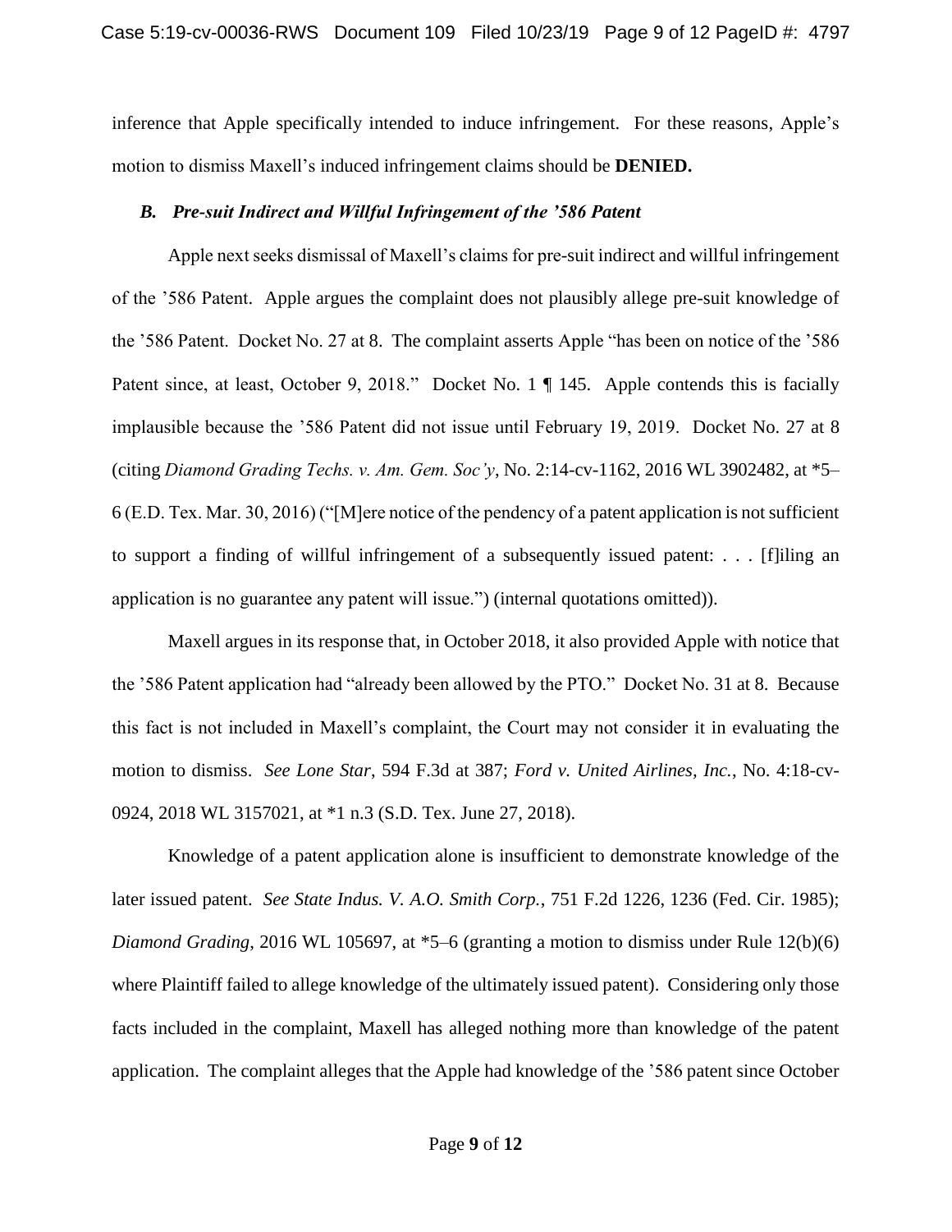inference that Apple specifically intended to induce infringement. For these reasons, Apple's motion to dismiss Maxell's induced infringement claims should be **DENIED.**

### *B. Pre-suit Indirect and Willful Infringement of the '586 Patent*

Apple next seeks dismissal of Maxell's claims for pre-suit indirect and willful infringement of the '586 Patent. Apple argues the complaint does not plausibly allege pre-suit knowledge of the '586 Patent. Docket No. 27 at 8. The complaint asserts Apple "has been on notice of the '586 Patent since, at least, October 9, 2018." Docket No. 1 ¶ 145. Apple contends this is facially implausible because the '586 Patent did not issue until February 19, 2019. Docket No. 27 at 8 (citing *Diamond Grading Techs. v. Am. Gem. Soc'y*, No. 2:14-cv-1162, 2016 WL 3902482, at *5–6 (E.D. Tex. Mar. 30, 2016) ("[M]ere notice of the pendency of a patent application is not sufficient to support a finding of willful infringement of a subsequently issued patent: . . . [f]iling an application is no guarantee any patent will issue.") (internal quotations omitted)).

Maxell argues in its response that, in October 2018, it also provided Apple with notice that the '586 Patent application had "already been allowed by the PTO." Docket No. 31 at 8. Because this fact is not included in Maxell's complaint, the Court may not consider it in evaluating the motion to dismiss. *See Lone Star*, 594 F.3d at 387; *Ford v. United Airlines, Inc.*, No. 4:18-cv-0924, 2018 WL 3157021, at *1 n.3 (S.D. Tex. June 27, 2018).

Knowledge of a patent application alone is insufficient to demonstrate knowledge of the later issued patent. *See State Indus. V. A.O. Smith Corp.*, 751 F.2d 1226, 1236 (Fed. Cir. 1985); *Diamond Grading*, 2016 WL 105697, at *5–6 (granting a motion to dismiss under Rule 12(b)(6) where Plaintiff failed to allege knowledge of the ultimately issued patent). Considering only those facts included in the complaint, Maxell has alleged nothing more than knowledge of the patent application. The complaint alleges that the Apple had knowledge of the '586 patent since October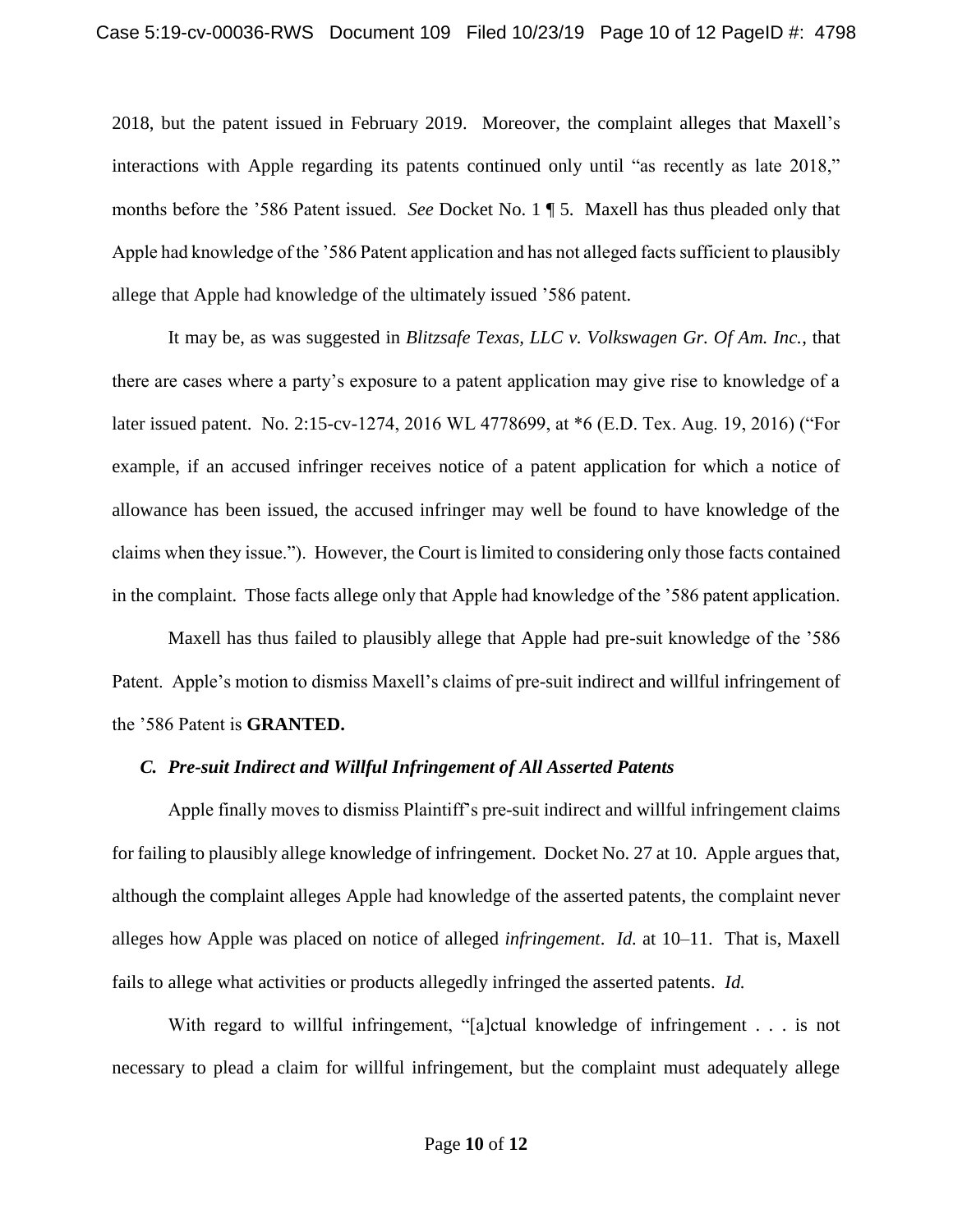2018, but the patent issued in February 2019. Moreover, the complaint alleges that Maxell's interactions with Apple regarding its patents continued only until "as recently as late 2018," months before the '586 Patent issued. *See* Docket No. 1 ¶ 5. Maxell has thus pleaded only that Apple had knowledge of the '586 Patent application and has not alleged facts sufficient to plausibly allege that Apple had knowledge of the ultimately issued '586 patent.

It may be, as was suggested in *Blitzsafe Texas, LLC v. Volkswagen Gr. Of Am. Inc.*, that there are cases where a party's exposure to a patent application may give rise to knowledge of a later issued patent. No. 2:15-cv-1274, 2016 WL 4778699, at *6 (E.D. Tex. Aug. 19, 2016) ("For example, if an accused infringer receives notice of a patent application for which a notice of allowance has been issued, the accused infringer may well be found to have knowledge of the claims when they issue."). However, the Court is limited to considering only those facts contained in the complaint. Those facts allege only that Apple had knowledge of the '586 patent application.

Maxell has thus failed to plausibly allege that Apple had pre-suit knowledge of the '586 Patent. Apple's motion to dismiss Maxell's claims of pre-suit indirect and willful infringement of the '586 Patent is **GRANTED.**

### *C. Pre-suit Indirect and Willful Infringement of All Asserted Patents*

Apple finally moves to dismiss Plaintiff's pre-suit indirect and willful infringement claims for failing to plausibly allege knowledge of infringement. Docket No. 27 at 10. Apple argues that, although the complaint alleges Apple had knowledge of the asserted patents, the complaint never alleges how Apple was placed on notice of alleged *infringement*. *Id.* at 10–11. That is, Maxell fails to allege what activities or products allegedly infringed the asserted patents. *Id.*

With regard to willful infringement, "[a]ctual knowledge of infringement . . . is not necessary to plead a claim for willful infringement, but the complaint must adequately allege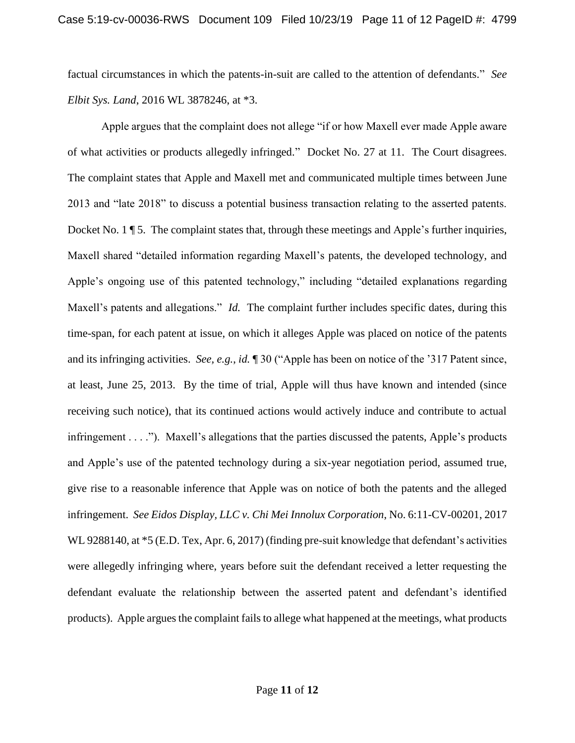factual circumstances in which the patents-in-suit are called to the attention of defendants." *See Elbit Sys. Land*, 2016 WL 3878246, at *3.

Apple argues that the complaint does not allege "if or how Maxell ever made Apple aware of what activities or products allegedly infringed." Docket No. 27 at 11. The Court disagrees. The complaint states that Apple and Maxell met and communicated multiple times between June 2013 and "late 2018" to discuss a potential business transaction relating to the asserted patents. Docket No. 1 ¶ 5. The complaint states that, through these meetings and Apple's further inquiries, Maxell shared "detailed information regarding Maxell's patents, the developed technology, and Apple's ongoing use of this patented technology," including "detailed explanations regarding Maxell's patents and allegations." *Id.* The complaint further includes specific dates, during this time-span, for each patent at issue, on which it alleges Apple was placed on notice of the patents and its infringing activities. *See, e.g.*, *id.* ¶ 30 ("Apple has been on notice of the '317 Patent since, at least, June 25, 2013. By the time of trial, Apple will thus have known and intended (since receiving such notice), that its continued actions would actively induce and contribute to actual infringement . . . ."). Maxell's allegations that the parties discussed the patents, Apple's products and Apple's use of the patented technology during a six-year negotiation period, assumed true, give rise to a reasonable inference that Apple was on notice of both the patents and the alleged infringement. *See Eidos Display, LLC v. Chi Mei Innolux Corporation*, No. 6:11-CV-00201, 2017 WL 9288140, at *5 (E.D. Tex, Apr. 6, 2017) (finding pre-suit knowledge that defendant's activities were allegedly infringing where, years before suit the defendant received a letter requesting the defendant evaluate the relationship between the asserted patent and defendant's identified products). Apple argues the complaint fails to allege what happened at the meetings, what products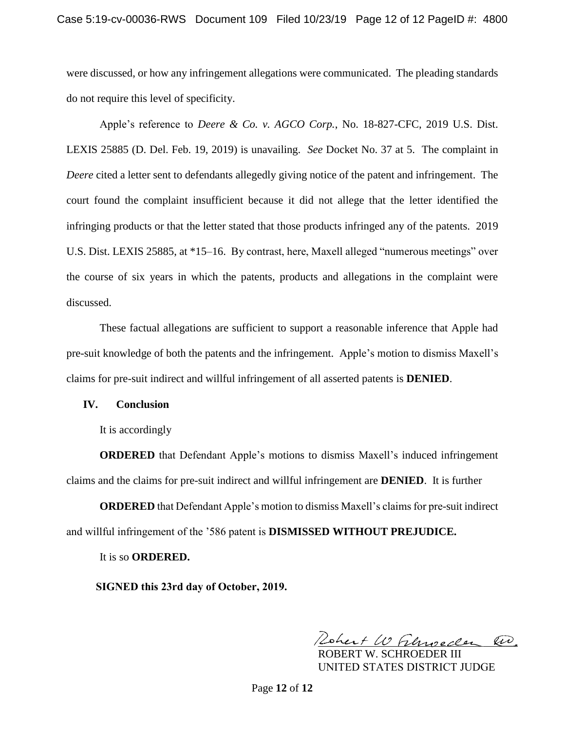were discussed, or how any infringement allegations were communicated. The pleading standards do not require this level of specificity.

Apple's reference to *Deere & Co. v. AGCO Corp.*, No. 18-827-CFC, 2019 U.S. Dist. LEXIS 25885 (D. Del. Feb. 19, 2019) is unavailing. *See* Docket No. 37 at 5. The complaint in *Deere* cited a letter sent to defendants allegedly giving notice of the patent and infringement. The court found the complaint insufficient because it did not allege that the letter identified the infringing products or that the letter stated that those products infringed any of the patents. 2019 U.S. Dist. LEXIS 25885, at *15–16. By contrast, here, Maxell alleged "numerous meetings" over the course of six years in which the patents, products and allegations in the complaint were discussed.

These factual allegations are sufficient to support a reasonable inference that Apple had pre-suit knowledge of both the patents and the infringement. Apple's motion to dismiss Maxell's claims for pre-suit indirect and willful infringement of all asserted patents is **DENIED**.

## IV. Conclusion

It is accordingly

**ORDERED** that Defendant Apple's motions to dismiss Maxell's induced infringement claims and the claims for pre-suit indirect and willful infringement are **DENIED**. It is further

**ORDERED** that Defendant Apple's motion to dismiss Maxell's claims for pre-suit indirect and willful infringement of the '586 patent is **DISMISSED WITHOUT PREJUDICE.**

It is so **ORDERED.**

**SIGNED this 23rd day of October, 2019.**

ROBERT W. SCHROEDER III
UNITED STATES DISTRICT JUDGE